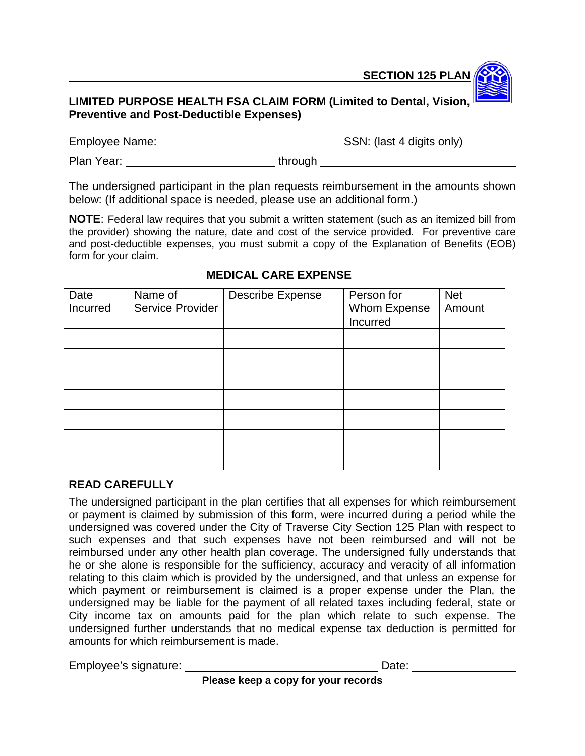**SECTION 125 PLAN**

**LIMITED PURPOSE HEALTH FSA CLAIM FORM (Limited to Dental, Vision, Preventive and Post-Deductible Expenses)**

Employee Name: ______________________________ SSN: (last 4 digits only) ________

Plan Year: ________________________ through ________________________________

The undersigned participant in the plan requests reimbursement in the amounts shown below: (If additional space is needed, please use an additional form.)

**NOTE**: Federal law requires that you submit a written statement (such as an itemized bill from the provider) showing the nature, date and cost of the service provided. For preventive care and post-deductible expenses, you must submit a copy of the Explanation of Benefits (EOB) form for your claim.

**MEDICAL CARE EXPENSE**

| Date Incurred | Name of Service Provider | Describe Expense | Person for Whom Expense Incurred | Net Amount |
|---|---|---|---|---|
| | | | | |
| | | | | |
| | | | | |
| | | | | |
| | | | | |
| | | | | |
| | | | | |

**READ CAREFULLY**

The undersigned participant in the plan certifies that all expenses for which reimbursement or payment is claimed by submission of this form, were incurred during a period while the undersigned was covered under the City of Traverse City Section 125 Plan with respect to such expenses and that such expenses have not been reimbursed and will not be reimbursed under any other health plan coverage. The undersigned fully understands that he or she alone is responsible for the sufficiency, accuracy and veracity of all information relating to this claim which is provided by the undersigned, and that unless an expense for which payment or reimbursement is claimed is a proper expense under the Plan, the undersigned may be liable for the payment of all related taxes including federal, state or City income tax on amounts paid for the plan which relate to such expense. The undersigned further understands that no medical expense tax deduction is permitted for amounts for which reimbursement is made.

Employee's signature: ________________________________ Date: _________________

**Please keep a copy for your records**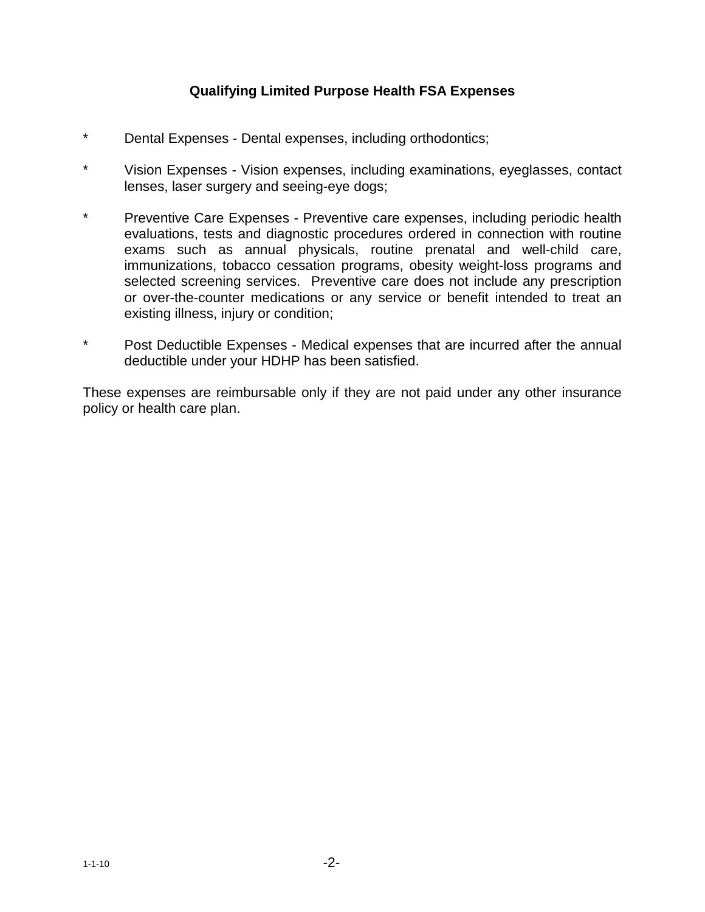### Qualifying Limited Purpose Health FSA Expenses

* Dental Expenses - Dental expenses, including orthodontics;
* Vision Expenses - Vision expenses, including examinations, eyeglasses, contact lenses, laser surgery and seeing-eye dogs;
* Preventive Care Expenses - Preventive care expenses, including periodic health evaluations, tests and diagnostic procedures ordered in connection with routine exams such as annual physicals, routine prenatal and well-child care, immunizations, tobacco cessation programs, obesity weight-loss programs and selected screening services. Preventive care does not include any prescription or over-the-counter medications or any service or benefit intended to treat an existing illness, injury or condition;
* Post Deductible Expenses - Medical expenses that are incurred after the annual deductible under your HDHP has been satisfied.

These expenses are reimbursable only if they are not paid under any other insurance policy or health care plan.